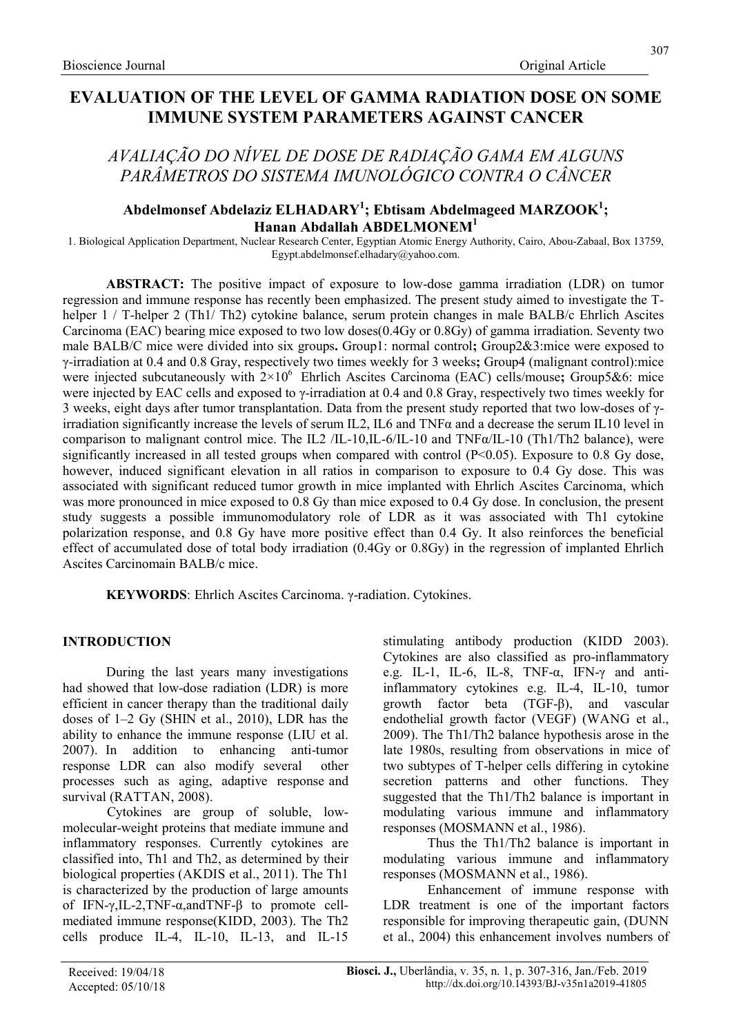# EVALUATION OF THE LEVEL OF GAMMA RADIATION DOSE ON SOME IMMUNE SYSTEM PARAMETERS AGAINST CANCER

## *AVALIAÇÃO DO NÍVEL DE DOSE DE RADIAÇÃO GAMA EM ALGUNS PARÂMETROS DO SISTEMA IMUNOLÓGICO CONTRA O CÂNCER*

**Abdelmonsef Abdelaziz ELHADARY[1]; Ebtisam Abdelmageed MARZOOK[1]; Hanan Abdallah ABDELMONEM[1]**

1. Biological Application Department, Nuclear Research Center, Egyptian Atomic Energy Authority, Cairo, Abou-Zabaal, Box 13759, Egypt.abdelmonsef.elhadary@yahoo.com.

**ABSTRACT:** The positive impact of exposure to low-dose gamma irradiation (LDR) on tumor regression and immune response has recently been emphasized. The present study aimed to investigate the T-helper 1 / T-helper 2 (Th1/ Th2) cytokine balance, serum protein changes in male BALB/c Ehrlich Ascites Carcinoma (EAC) bearing mice exposed to two low doses(0.4Gy or 0.8Gy) of gamma irradiation. Seventy two male BALB/C mice were divided into six groups**.** Group1: normal control**;** Group2&3:mice were exposed to γ-irradiation at 0.4 and 0.8 Gray, respectively two times weekly for 3 weeks**;** Group4 (malignant control):mice were injected subcutaneously with $2\times10^6$ Ehrlich Ascites Carcinoma (EAC) cells/mouse**;** Group5&6: mice were injected by EAC cells and exposed to γ-irradiation at 0.4 and 0.8 Gray, respectively two times weekly for 3 weeks, eight days after tumor transplantation. Data from the present study reported that two low-doses of γ-irradiation significantly increase the levels of serum IL2, IL6 and TNFα and a decrease the serum IL10 level in comparison to malignant control mice. The IL2 /IL-10,IL-6/IL-10 and TNFα/IL-10 (Th1/Th2 balance), were significantly increased in all tested groups when compared with control ($P<0.05$). Exposure to 0.8 Gy dose, however, induced significant elevation in all ratios in comparison to exposure to 0.4 Gy dose. This was associated with significant reduced tumor growth in mice implanted with Ehrlich Ascites Carcinoma, which was more pronounced in mice exposed to 0.8 Gy than mice exposed to 0.4 Gy dose. In conclusion, the present study suggests a possible immunomodulatory role of LDR as it was associated with Th1 cytokine polarization response, and 0.8 Gy have more positive effect than 0.4 Gy. It also reinforces the beneficial effect of accumulated dose of total body irradiation (0.4Gy or 0.8Gy) in the regression of implanted Ehrlich Ascites Carcinomain BALB/c mice.

**KEYWORDS**: Ehrlich Ascites Carcinoma. γ-radiation. Cytokines.

## INTRODUCTION

During the last years many investigations had showed that low-dose radiation (LDR) is more efficient in cancer therapy than the traditional daily doses of 1–2 Gy (SHIN et al., 2010), LDR has the ability to enhance the immune response (LIU et al. 2007). In addition to enhancing anti-tumor response LDR can also modify several other processes such as aging, adaptive response and survival (RATTAN, 2008).

Cytokines are group of soluble, low-molecular-weight proteins that mediate immune and inflammatory responses. Currently cytokines are classified into, Th1 and Th2, as determined by their biological properties (AKDIS et al., 2011). The Th1 is characterized by the production of large amounts of IFN-γ,IL-2,TNF-α,andTNF-β to promote cell-mediated immune response(KIDD, 2003). The Th2 cells produce IL-4, IL-10, IL-13, and IL-15 stimulating antibody production (KIDD 2003). Cytokines are also classified as pro-inflammatory e.g. IL-1, IL-6, IL-8, TNF-α, IFN-γ and anti-inflammatory cytokines e.g. IL-4, IL-10, tumor growth factor beta (TGF-β), and vascular endothelial growth factor (VEGF) (WANG et al., 2009). The Th1/Th2 balance hypothesis arose in the late 1980s, resulting from observations in mice of two subtypes of T-helper cells differing in cytokine secretion patterns and other functions. They suggested that the Th1/Th2 balance is important in modulating various immune and inflammatory responses (MOSMANN et al., 1986).

Thus the Th1/Th2 balance is important in modulating various immune and inflammatory responses (MOSMANN et al., 1986).

Enhancement of immune response with LDR treatment is one of the important factors responsible for improving therapeutic gain, (DUNN et al., 2004) this enhancement involves numbers of

Received: 19/04/18
Accepted: 05/10/18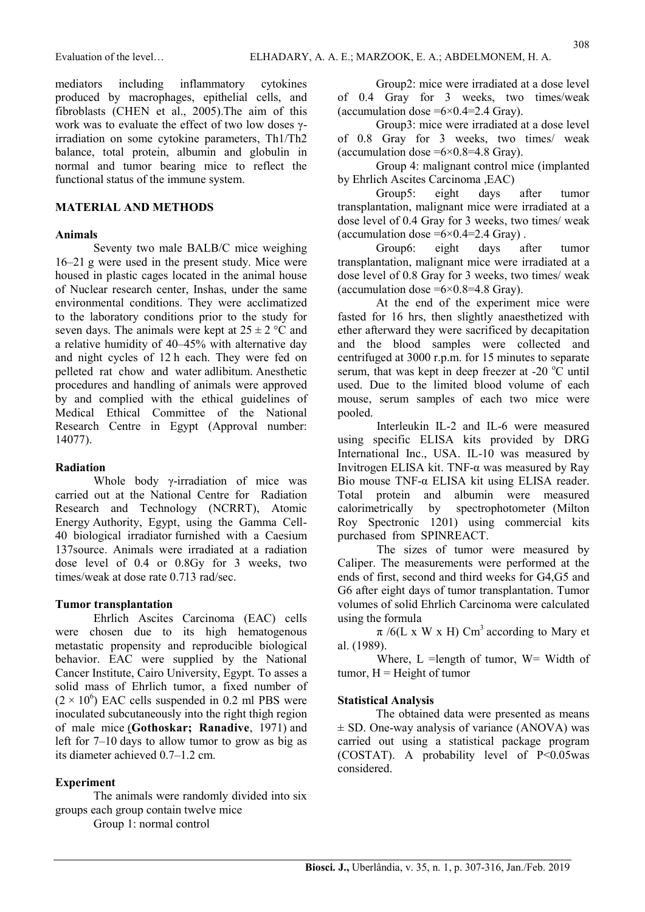mediators including inflammatory cytokines produced by macrophages, epithelial cells, and fibroblasts (CHEN et al., 2005).The aim of this work was to evaluate the effect of two low doses γ-irradiation on some cytokine parameters, Th1/Th2 balance, total protein, albumin and globulin in normal and tumor bearing mice to reflect the functional status of the immune system.

## MATERIAL AND METHODS

### Animals

Seventy two male BALB/C mice weighing 16–21 g were used in the present study. Mice were housed in plastic cages located in the animal house of Nuclear research center, Inshas, under the same environmental conditions. They were acclimatized to the laboratory conditions prior to the study for seven days. The animals were kept at 25 ± 2 °C and a relative humidity of 40–45% with alternative day and night cycles of 12 h each. They were fed on pelleted rat chow and water adlibitum. Anesthetic procedures and handling of animals were approved by and complied with the ethical guidelines of Medical Ethical Committee of the National Research Centre in Egypt (Approval number: 14077).

### Radiation

Whole body γ-irradiation of mice was carried out at the National Centre for Radiation Research and Technology (NCRRT), Atomic Energy Authority, Egypt, using the Gamma Cell-40 biological irradiator furnished with a Caesium 137source. Animals were irradiated at a radiation dose level of 0.4 or 0.8Gy for 3 weeks, two times/weak at dose rate 0.713 rad/sec.

### Tumor transplantation

Ehrlich Ascites Carcinoma (EAC) cells were chosen due to its high hematogenous metastatic propensity and reproducible biological behavior. EAC were supplied by the National Cancer Institute, Cairo University, Egypt. To asses a solid mass of Ehrlich tumor, a fixed number of $(2 \times 10^6)$ EAC cells suspended in 0.2 ml PBS were inoculated subcutaneously into the right thigh region of male mice (**Gothoskar; Ranadive**, 1971) and left for 7–10 days to allow tumor to grow as big as its diameter achieved 0.7–1.2 cm.

### Experiment

The animals were randomly divided into six groups each group contain twelve mice

Group 1: normal control

Group2: mice were irradiated at a dose level of 0.4 Gray for 3 weeks, two times/weak (accumulation dose =6×0.4=2.4 Gray).

Group3: mice were irradiated at a dose level of 0.8 Gray for 3 weeks, two times/ weak (accumulation dose =6×0.8=4.8 Gray).

Group 4: malignant control mice (implanted by Ehrlich Ascites Carcinoma ,EAC)

Group5: eight days after tumor transplantation, malignant mice were irradiated at a dose level of 0.4 Gray for 3 weeks, two times/ weak (accumulation dose =6×0.4=2.4 Gray) .

Group6: eight days after tumor transplantation, malignant mice were irradiated at a dose level of 0.8 Gray for 3 weeks, two times/ weak (accumulation dose =6×0.8=4.8 Gray).

At the end of the experiment mice were fasted for 16 hrs, then slightly anaesthetized with ether afterward they were sacrificed by decapitation and the blood samples were collected and centrifuged at 3000 r.p.m. for 15 minutes to separate serum, that was kept in deep freezer at -20 °C until used. Due to the limited blood volume of each mouse, serum samples of each two mice were pooled.

Interleukin IL-2 and IL-6 were measured using specific ELISA kits provided by DRG International Inc., USA. IL-10 was measured by Invitrogen ELISA kit. TNF-α was measured by Ray Bio mouse TNF-α ELISA kit using ELISA reader. Total protein and albumin were measured calorimetrically by spectrophotometer (Milton Roy Spectronic 1201) using commercial kits purchased from SPINREACT.

The sizes of tumor were measured by Caliper. The measurements were performed at the ends of first, second and third weeks for G4,G5 and G6 after eight days of tumor transplantation. Tumor volumes of solid Ehrlich Carcinoma were calculated using the formula

$\pi /6(L \times W \times H)\ Cm^3$ according to Mary et al. (1989).

Where, L =length of tumor, W= Width of tumor, H = Height of tumor

### Statistical Analysis

The obtained data were presented as means ± SD. One-way analysis of variance (ANOVA) was carried out using a statistical package program (COSTAT). A probability level of $P<0.05$was considered.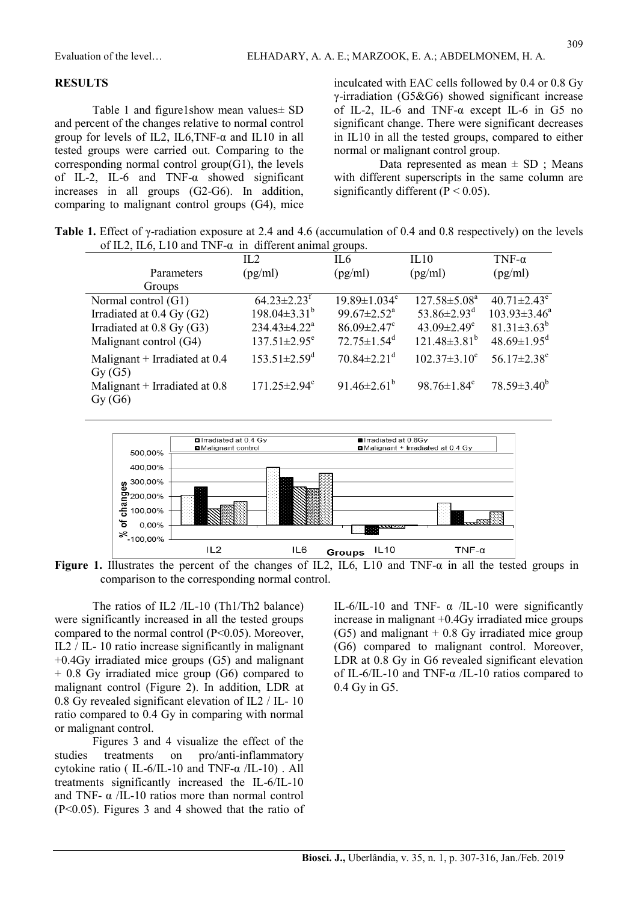## RESULTS

Table 1 and figure1show mean values± SD and percent of the changes relative to normal control group for levels of IL2, IL6,TNF-α and IL10 in all tested groups were carried out. Comparing to the corresponding normal control group(G1), the levels of IL-2, IL-6 and TNF-α showed significant increases in all groups (G2-G6). In addition, comparing to malignant control groups (G4), mice inculcated with EAC cells followed by 0.4 or 0.8 Gy γ-irradiation (G5&G6) showed significant increase of IL-2, IL-6 and TNF-α except IL-6 in G5 no significant change. There were significant decreases in IL10 in all the tested groups, compared to either normal or malignant control group.

Data represented as mean ± SD ; Means with different superscripts in the same column are significantly different ($P < 0.05$).

**Table 1.** Effect of γ-radiation exposure at 2.4 and 4.6 (accumulation of 0.4 and 0.8 respectively) on the levels of IL2, IL6, L10 and TNF-α in different animal groups.

| Parameters / Groups | IL2 (pg/ml) | IL6 (pg/ml) | IL10 (pg/ml) | TNF-α (pg/ml) |
|---|---|---|---|---|
| Normal control (G1) | $64.23 \pm 2.23^{f}$ | $19.89 \pm 1.034^{e}$ | $127.58 \pm 5.08^{a}$ | $40.71 \pm 2.43^{e}$ |
| Irradiated at 0.4 Gy (G2) | $198.04 \pm 3.31^{b}$ | $99.67 \pm 2.52^{a}$ | $53.86 \pm 2.93^{d}$ | $103.93 \pm 3.46^{a}$ |
| Irradiated at 0.8 Gy (G3) | $234.43 \pm 4.22^{a}$ | $86.09 \pm 2.47^{c}$ | $43.09 \pm 2.49^{e}$ | $81.31 \pm 3.63^{b}$ |
| Malignant control (G4) | $137.51 \pm 2.95^{e}$ | $72.75 \pm 1.54^{d}$ | $121.48 \pm 3.81^{b}$ | $48.69 \pm 1.95^{d}$ |
| Malignant + Irradiated at 0.4 Gy (G5) | $153.51 \pm 2.59^{d}$ | $70.84 \pm 2.21^{d}$ | $102.37 \pm 3.10^{c}$ | $56.17 \pm 2.38^{c}$ |
| Malignant + Irradiated at 0.8 Gy (G6) | $171.25 \pm 2.94^{c}$ | $91.46 \pm 2.61^{b}$ | $98.76 \pm 1.84^{c}$ | $78.59 \pm 3.40^{b}$ |

**Figure 1.** Illustrates the percent of the changes of IL2, IL6, L10 and TNF-α in all the tested groups in comparison to the corresponding normal control.

The ratios of IL2 /IL-10 (Th1/Th2 balance) were significantly increased in all the tested groups compared to the normal control ($P<0.05$). Moreover, IL2 / IL- 10 ratio increase significantly in malignant +0.4Gy irradiated mice groups (G5) and malignant + 0.8 Gy irradiated mice group (G6) compared to malignant control (Figure 2). In addition, LDR at 0.8 Gy revealed significant elevation of IL2 / IL- 10 ratio compared to 0.4 Gy in comparing with normal or malignant control.

Figures 3 and 4 visualize the effect of the studies treatments on pro/anti-inflammatory cytokine ratio ( IL-6/IL-10 and TNF-α /IL-10) . All treatments significantly increased the IL-6/IL-10 and TNF- α /IL-10 ratios more than normal control ($P<0.05$). Figures 3 and 4 showed that the ratio of IL-6/IL-10 and TNF- α /IL-10 were significantly increase in malignant +0.4Gy irradiated mice groups (G5) and malignant + 0.8 Gy irradiated mice group (G6) compared to malignant control. Moreover, LDR at 0.8 Gy in G6 revealed significant elevation of IL-6/IL-10 and TNF-α /IL-10 ratios compared to 0.4 Gy in G5.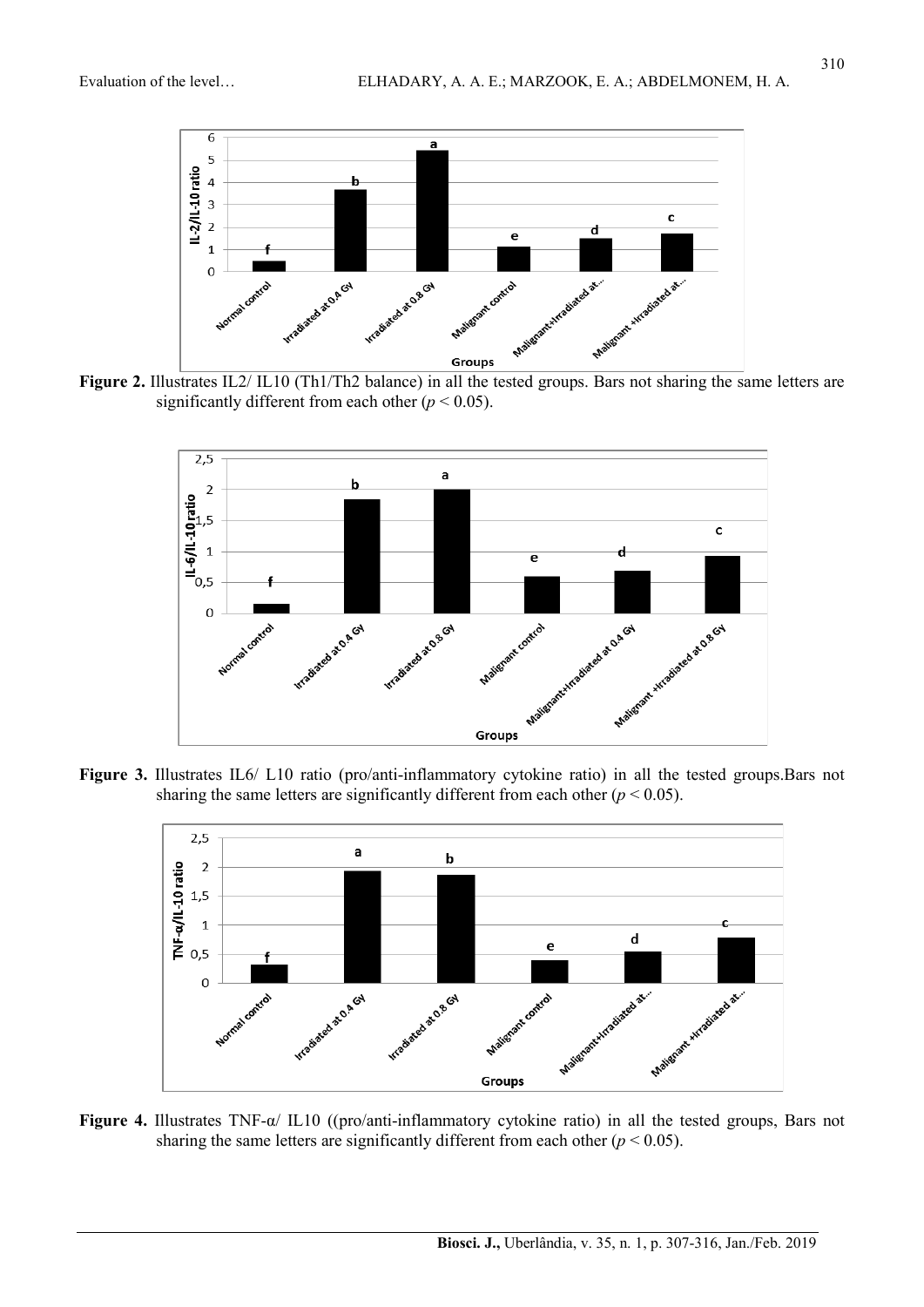**Figure 2.** Illustrates IL2/ IL10 (Th1/Th2 balance) in all the tested groups. Bars not sharing the same letters are significantly different from each other ($p < 0.05$).

**Figure 3.** Illustrates IL6/ L10 ratio (pro/anti-inflammatory cytokine ratio) in all the tested groups.Bars not sharing the same letters are significantly different from each other ($p < 0.05$).

**Figure 4.** Illustrates TNF-α/ IL10 ((pro/anti-inflammatory cytokine ratio) in all the tested groups, Bars not sharing the same letters are significantly different from each other ($p < 0.05$).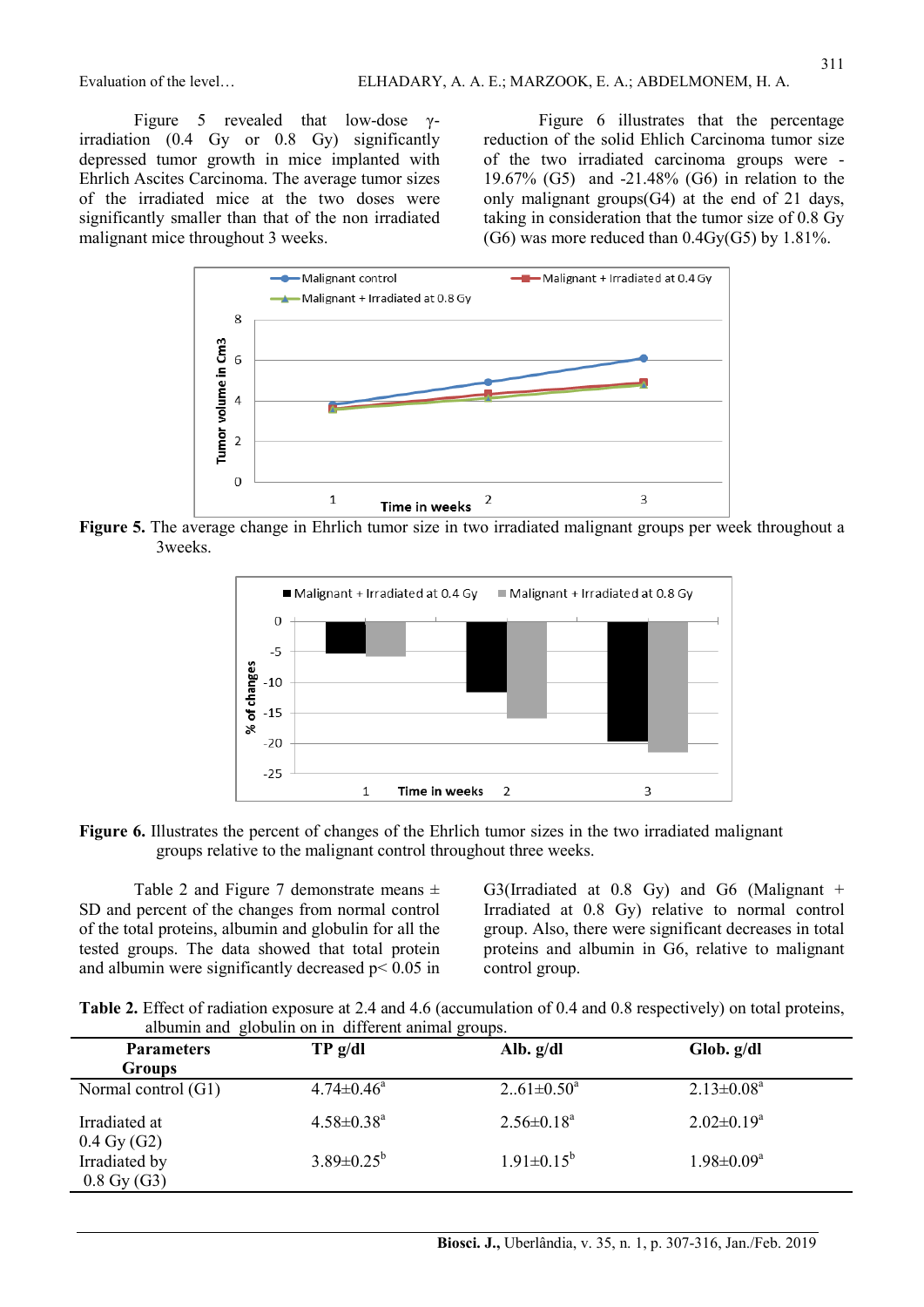Figure 5 revealed that low-dose γ-irradiation (0.4 Gy or 0.8 Gy) significantly depressed tumor growth in mice implanted with Ehrlich Ascites Carcinoma. The average tumor sizes of the irradiated mice at the two doses were significantly smaller than that of the non irradiated malignant mice throughout 3 weeks.

Figure 6 illustrates that the percentage reduction of the solid Ehlich Carcinoma tumor size of the two irradiated carcinoma groups were -19.67% (G5) and -21.48% (G6) in relation to the only malignant groups(G4) at the end of 21 days, taking in consideration that the tumor size of 0.8 Gy (G6) was more reduced than 0.4Gy(G5) by 1.81%.

**Figure 5.** The average change in Ehrlich tumor size in two irradiated malignant groups per week throughout a 3weeks.

**Figure 6.** Illustrates the percent of changes of the Ehrlich tumor sizes in the two irradiated malignant groups relative to the malignant control throughout three weeks.

Table 2 and Figure 7 demonstrate means ± SD and percent of the changes from normal control of the total proteins, albumin and globulin for all the tested groups. The data showed that total protein and albumin were significantly decreased $p < 0.05$ in G3(Irradiated at 0.8 Gy) and G6 (Malignant + Irradiated at 0.8 Gy) relative to normal control group. Also, there were significant decreases in total proteins and albumin in G6, relative to malignant control group.

**Table 2.** Effect of radiation exposure at 2.4 and 4.6 (accumulation of 0.4 and 0.8 respectively) on total proteins, albumin and globulin on in different animal groups.

| Parameters Groups | TP g/dl | Alb. g/dl | Glob. g/dl |
|---|---|---|---|
| Normal control (G1) | $4.74 \pm 0.46^{a}$ | $2..61 \pm 0.50^{a}$ | $2.13 \pm 0.08^{a}$ |
| Irradiated at 0.4 Gy (G2) | $4.58 \pm 0.38^{a}$ | $2.56 \pm 0.18^{a}$ | $2.02 \pm 0.19^{a}$ |
| Irradiated by 0.8 Gy (G3) | $3.89 \pm 0.25^{b}$ | $1.91 \pm 0.15^{b}$ | $1.98 \pm 0.09^{a}$ |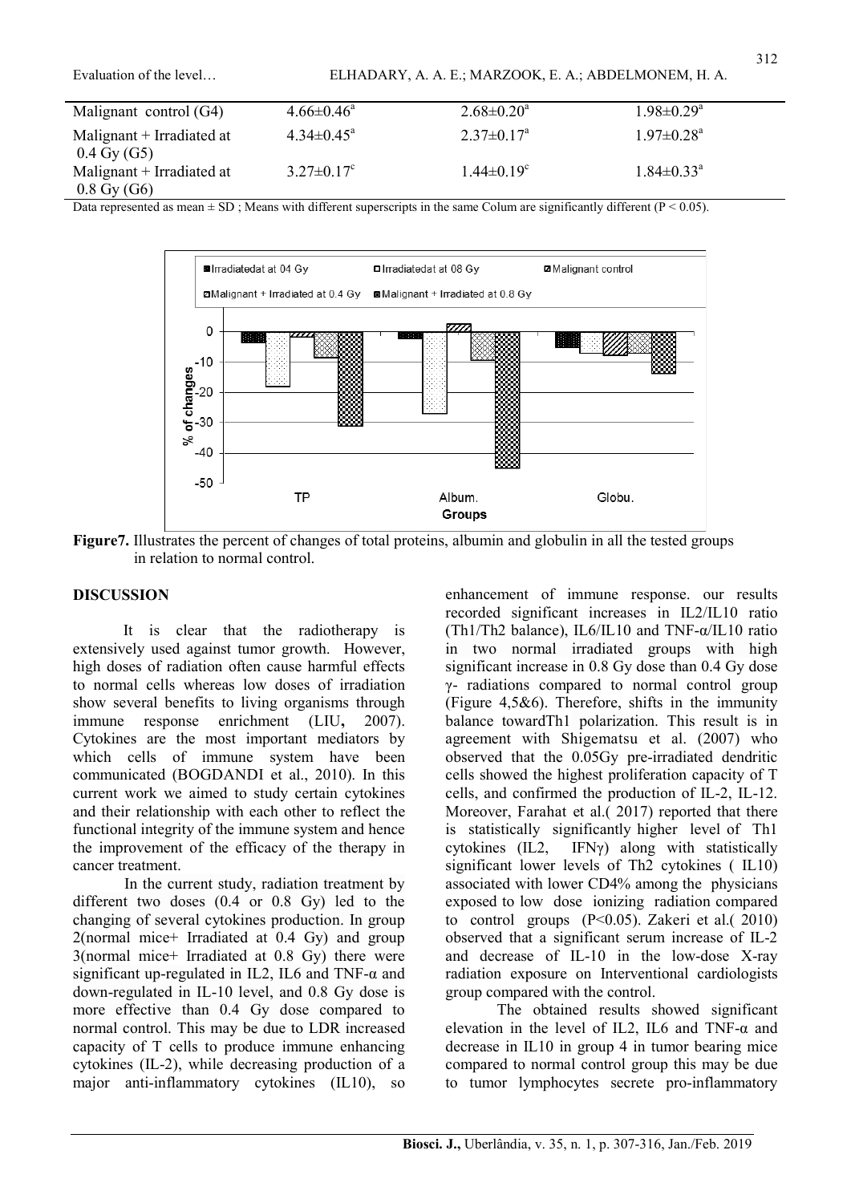| Malignant control (G4) | $4.66±0.46^{a}$ | $2.68±0.20^{a}$ | $1.98±0.29^{a}$ |
|---|---|---|---|
| Malignant + Irradiated at 0.4 Gy (G5) | $4.34±0.45^{a}$ | $2.37±0.17^{a}$ | $1.97±0.28^{a}$ |
| Malignant + Irradiated at 0.8 Gy (G6) | $3.27±0.17^{c}$ | $1.44±0.19^{c}$ | $1.84±0.33^{a}$ |

Data represented as mean ± SD ; Means with different superscripts in the same Colum are significantly different ($P < 0.05$).

**Figure7.** Illustrates the percent of changes of total proteins, albumin and globulin in all the tested groups in relation to normal control.

## DISCUSSION

It is clear that the radiotherapy is extensively used against tumor growth. However, high doses of radiation often cause harmful effects to normal cells whereas low doses of irradiation show several benefits to living organisms through immune response enrichment (LIU**,** 2007). Cytokines are the most important mediators by which cells of immune system have been communicated (BOGDANDI et al., 2010). In this current work we aimed to study certain cytokines and their relationship with each other to reflect the functional integrity of the immune system and hence the improvement of the efficacy of the therapy in cancer treatment.

In the current study, radiation treatment by different two doses (0.4 or 0.8 Gy) led to the changing of several cytokines production. In group 2(normal mice+ Irradiated at 0.4 Gy) and group 3(normal mice+ Irradiated at 0.8 Gy) there were significant up-regulated in IL2, IL6 and TNF-α and down-regulated in IL-10 level, and 0.8 Gy dose is more effective than 0.4 Gy dose compared to normal control. This may be due to LDR increased capacity of T cells to produce immune enhancing cytokines (IL-2), while decreasing production of a major anti-inflammatory cytokines (IL10), so enhancement of immune response. our results recorded significant increases in IL2/IL10 ratio (Th1/Th2 balance), IL6/IL10 and TNF-α/IL10 ratio in two normal irradiated groups with high significant increase in 0.8 Gy dose than 0.4 Gy dose γ- radiations compared to normal control group (Figure 4,5&6). Therefore, shifts in the immunity balance towardTh1 polarization. This result is in agreement with Shigematsu et al. (2007) who observed that the 0.05Gy pre-irradiated dendritic cells showed the highest proliferation capacity of T cells, and confirmed the production of IL-2, IL-12. Moreover, Farahat et al.( 2017) reported that there is statistically significantly higher level of Th1 cytokines (IL2, IFNγ) along with statistically significant lower levels of Th2 cytokines ( IL10) associated with lower CD4% among the physicians exposed to low dose ionizing radiation compared to control groups ($P<0.05$). Zakeri et al.( 2010) observed that a significant serum increase of IL-2 and decrease of IL-10 in the low-dose X-ray radiation exposure on Interventional cardiologists group compared with the control.

The obtained results showed significant elevation in the level of IL2, IL6 and TNF-α and decrease in IL10 in group 4 in tumor bearing mice compared to normal control group this may be due to tumor lymphocytes secrete pro-inflammatory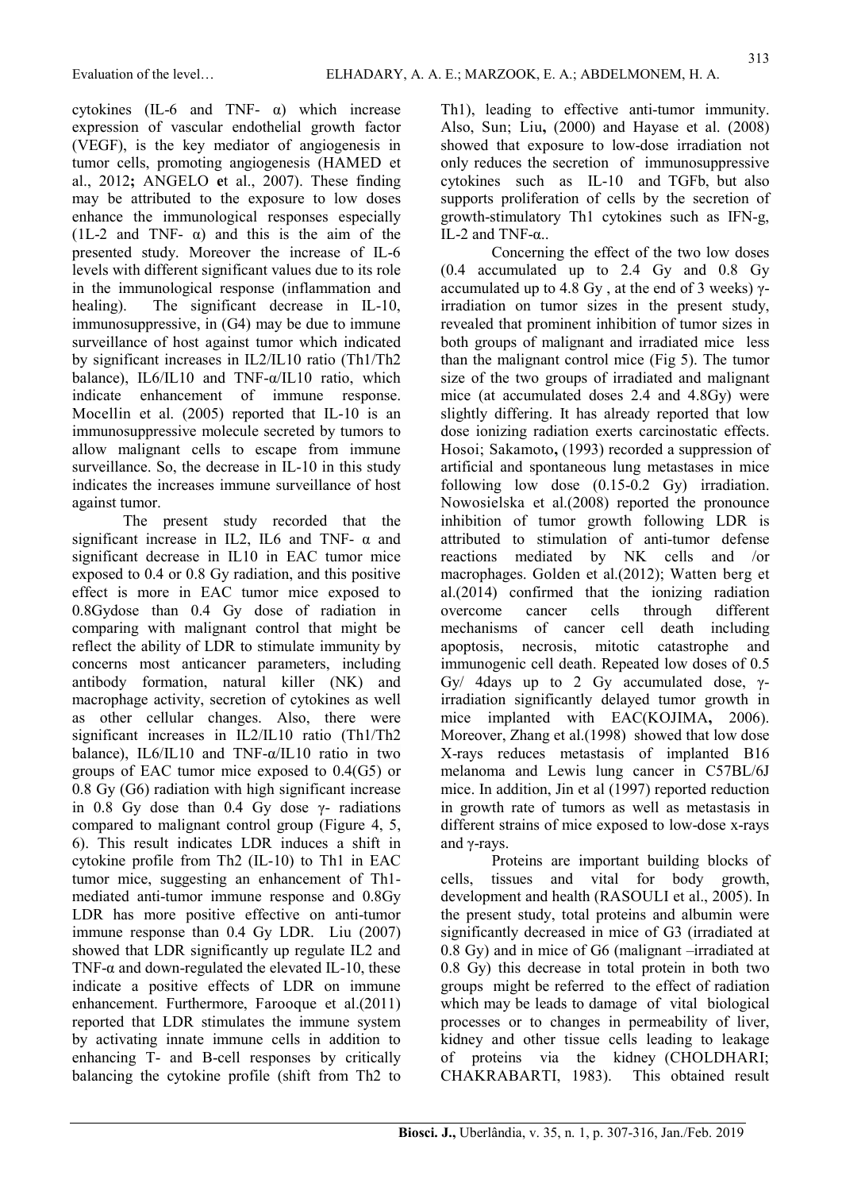cytokines (IL-6 and TNF- α) which increase expression of vascular endothelial growth factor (VEGF), is the key mediator of angiogenesis in tumor cells, promoting angiogenesis (HAMED et al., 2012; ANGELO et al., 2007). These finding may be attributed to the exposure to low doses enhance the immunological responses especially (1L-2 and TNF- α) and this is the aim of the presented study. Moreover the increase of IL-6 levels with different significant values due to its role in the immunological response (inflammation and healing). The significant decrease in IL-10, immunosuppressive, in (G4) may be due to immune surveillance of host against tumor which indicated by significant increases in IL2/IL10 ratio (Th1/Th2 balance), IL6/IL10 and TNF-α/IL10 ratio, which indicate enhancement of immune response. Mocellin et al. (2005) reported that IL-10 is an immunosuppressive molecule secreted by tumors to allow malignant cells to escape from immune surveillance. So, the decrease in IL-10 in this study indicates the increases immune surveillance of host against tumor.

The present study recorded that the significant increase in IL2, IL6 and TNF- α and significant decrease in IL10 in EAC tumor mice exposed to 0.4 or 0.8 Gy radiation, and this positive effect is more in EAC tumor mice exposed to 0.8Gydose than 0.4 Gy dose of radiation in comparing with malignant control that might be reflect the ability of LDR to stimulate immunity by concerns most anticancer parameters, including antibody formation, natural killer (NK) and macrophage activity, secretion of cytokines as well as other cellular changes. Also, there were significant increases in IL2/IL10 ratio (Th1/Th2 balance), IL6/IL10 and TNF-α/IL10 ratio in two groups of EAC tumor mice exposed to 0.4(G5) or 0.8 Gy (G6) radiation with high significant increase in 0.8 Gy dose than 0.4 Gy dose γ- radiations compared to malignant control group (Figure 4, 5, 6). This result indicates LDR induces a shift in cytokine profile from Th2 (IL-10) to Th1 in EAC tumor mice, suggesting an enhancement of Th1-mediated anti-tumor immune response and 0.8Gy LDR has more positive effective on anti-tumor immune response than 0.4 Gy LDR. Liu (2007) showed that LDR significantly up regulate IL2 and TNF-α and down-regulated the elevated IL-10, these indicate a positive effects of LDR on immune enhancement. Furthermore, Farooque et al.(2011) reported that LDR stimulates the immune system by activating innate immune cells in addition to enhancing T- and B-cell responses by critically balancing the cytokine profile (shift from Th2 to Th1), leading to effective anti-tumor immunity. Also, Sun; Liu, (2000) and Hayase et al. (2008) showed that exposure to low-dose irradiation not only reduces the secretion of immunosuppressive cytokines such as IL-10 and TGFb, but also supports proliferation of cells by the secretion of growth-stimulatory Th1 cytokines such as IFN-g, IL-2 and TNF-α..

Concerning the effect of the two low doses (0.4 accumulated up to 2.4 Gy and 0.8 Gy accumulated up to 4.8 Gy , at the end of 3 weeks) γ-irradiation on tumor sizes in the present study, revealed that prominent inhibition of tumor sizes in both groups of malignant and irradiated mice less than the malignant control mice (Fig 5). The tumor size of the two groups of irradiated and malignant mice (at accumulated doses 2.4 and 4.8Gy) were slightly differing. It has already reported that low dose ionizing radiation exerts carcinostatic effects. Hosoi; Sakamoto, (1993) recorded a suppression of artificial and spontaneous lung metastases in mice following low dose (0.15-0.2 Gy) irradiation. Nowosielska et al.(2008) reported the pronounce inhibition of tumor growth following LDR is attributed to stimulation of anti-tumor defense reactions mediated by NK cells and /or macrophages. Golden et al.(2012); Watten berg et al.(2014) confirmed that the ionizing radiation overcome cancer cells through different mechanisms of cancer cell death including apoptosis, necrosis, mitotic catastrophe and immunogenic cell death. Repeated low doses of 0.5 Gy/ 4days up to 2 Gy accumulated dose, γ-irradiation significantly delayed tumor growth in mice implanted with EAC(KOJIMA, 2006). Moreover, Zhang et al.(1998) showed that low dose X-rays reduces metastasis of implanted B16 melanoma and Lewis lung cancer in C57BL/6J mice. In addition, Jin et al (1997) reported reduction in growth rate of tumors as well as metastasis in different strains of mice exposed to low-dose x-rays and γ-rays.

Proteins are important building blocks of cells, tissues and vital for body growth, development and health (RASOULI et al., 2005). In the present study, total proteins and albumin were significantly decreased in mice of G3 (irradiated at 0.8 Gy) and in mice of G6 (malignant –irradiated at 0.8 Gy) this decrease in total protein in both two groups might be referred to the effect of radiation which may be leads to damage of vital biological processes or to changes in permeability of liver, kidney and other tissue cells leading to leakage of proteins via the kidney (CHOLDHARI; CHAKRABARTI, 1983). This obtained result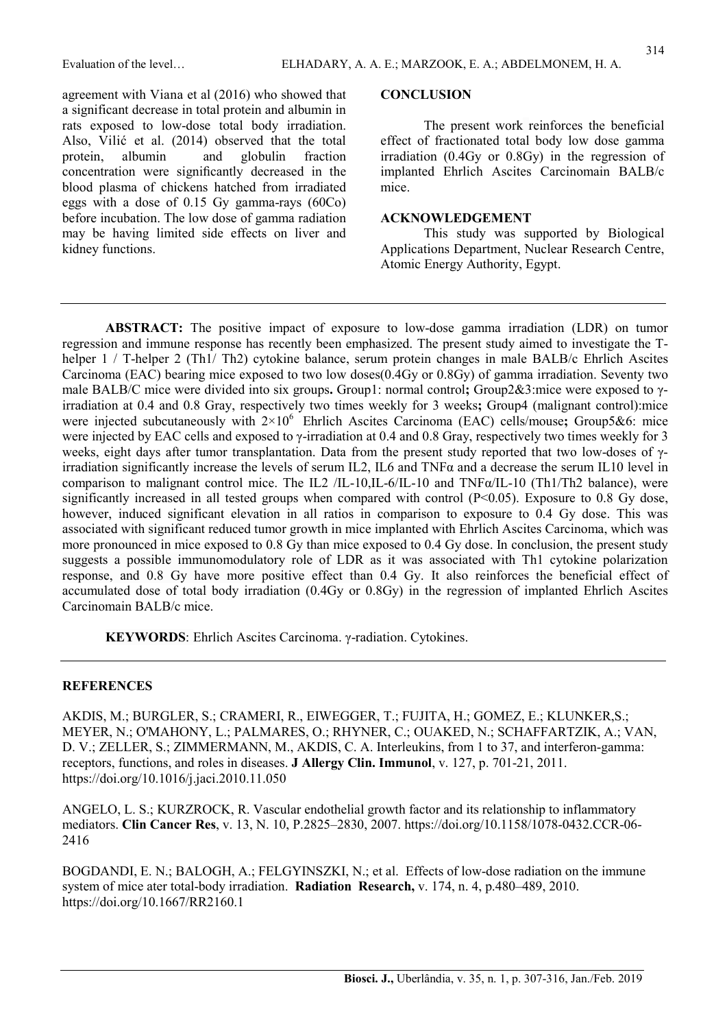agreement with Viana et al (2016) who showed that a significant decrease in total protein and albumin in rats exposed to low-dose total body irradiation. Also, Vilić et al. (2014) observed that the total protein, albumin and globulin fraction concentration were significantly decreased in the blood plasma of chickens hatched from irradiated eggs with a dose of 0.15 Gy gamma-rays (60Co) before incubation. The low dose of gamma radiation may be having limited side effects on liver and kidney functions.

## CONCLUSION

The present work reinforces the beneficial effect of fractionated total body low dose gamma irradiation (0.4Gy or 0.8Gy) in the regression of implanted Ehrlich Ascites Carcinomain BALB/c mice.

## ACKNOWLEDGEMENT

This study was supported by Biological Applications Department, Nuclear Research Centre, Atomic Energy Authority, Egypt.

---

**ABSTRACT:** The positive impact of exposure to low-dose gamma irradiation (LDR) on tumor regression and immune response has recently been emphasized. The present study aimed to investigate the T-helper 1 / T-helper 2 (Th1/ Th2) cytokine balance, serum protein changes in male BALB/c Ehrlich Ascites Carcinoma (EAC) bearing mice exposed to two low doses(0.4Gy or 0.8Gy) of gamma irradiation. Seventy two male BALB/C mice were divided into six groups**.** Group1: normal control**;** Group2&3:mice were exposed to γ-irradiation at 0.4 and 0.8 Gray, respectively two times weekly for 3 weeks**;** Group4 (malignant control):mice were injected subcutaneously with $2{\times}10^6$ Ehrlich Ascites Carcinoma (EAC) cells/mouse**;** Group5&6: mice were injected by EAC cells and exposed to γ-irradiation at 0.4 and 0.8 Gray, respectively two times weekly for 3 weeks, eight days after tumor transplantation. Data from the present study reported that two low-doses of γ-irradiation significantly increase the levels of serum IL2, IL6 and TNFα and a decrease the serum IL10 level in comparison to malignant control mice. The IL2 /IL-10,IL-6/IL-10 and TNFα/IL-10 (Th1/Th2 balance), were significantly increased in all tested groups when compared with control ($P<0.05$). Exposure to 0.8 Gy dose, however, induced significant elevation in all ratios in comparison to exposure to 0.4 Gy dose. This was associated with significant reduced tumor growth in mice implanted with Ehrlich Ascites Carcinoma, which was more pronounced in mice exposed to 0.8 Gy than mice exposed to 0.4 Gy dose. In conclusion, the present study suggests a possible immunomodulatory role of LDR as it was associated with Th1 cytokine polarization response, and 0.8 Gy have more positive effect than 0.4 Gy. It also reinforces the beneficial effect of accumulated dose of total body irradiation (0.4Gy or 0.8Gy) in the regression of implanted Ehrlich Ascites Carcinomain BALB/c mice.

**KEYWORDS**: Ehrlich Ascites Carcinoma. γ-radiation. Cytokines.

---

## REFERENCES

AKDIS, M.; BURGLER, S.; CRAMERI, R., EIWEGGER, T.; FUJITA, H.; GOMEZ, E.; KLUNKER,S.; MEYER, N.; O'MAHONY, L.; PALMARES, O.; RHYNER, C.; OUAKED, N.; SCHAFFARTZIK, A.; VAN, D. V.; ZELLER, S.; ZIMMERMANN, M., AKDIS, C. A. Interleukins, from 1 to 37, and interferon-gamma: receptors, functions, and roles in diseases. **J Allergy Clin. Immunol**, v. 127, p. 701-21, 2011. https://doi.org/10.1016/j.jaci.2010.11.050

ANGELO, L. S.; KURZROCK, R. Vascular endothelial growth factor and its relationship to inflammatory mediators. **Clin Cancer Res**, v. 13, N. 10, P.2825–2830, 2007. https://doi.org/10.1158/1078-0432.CCR-06-2416

BOGDANDI, E. N.; BALOGH, A.; FELGYINSZKI, N.; et al. Effects of low-dose radiation on the immune system of mice ater total-body irradiation. **Radiation Research,** v. 174, n. 4, p.480–489, 2010. https://doi.org/10.1667/RR2160.1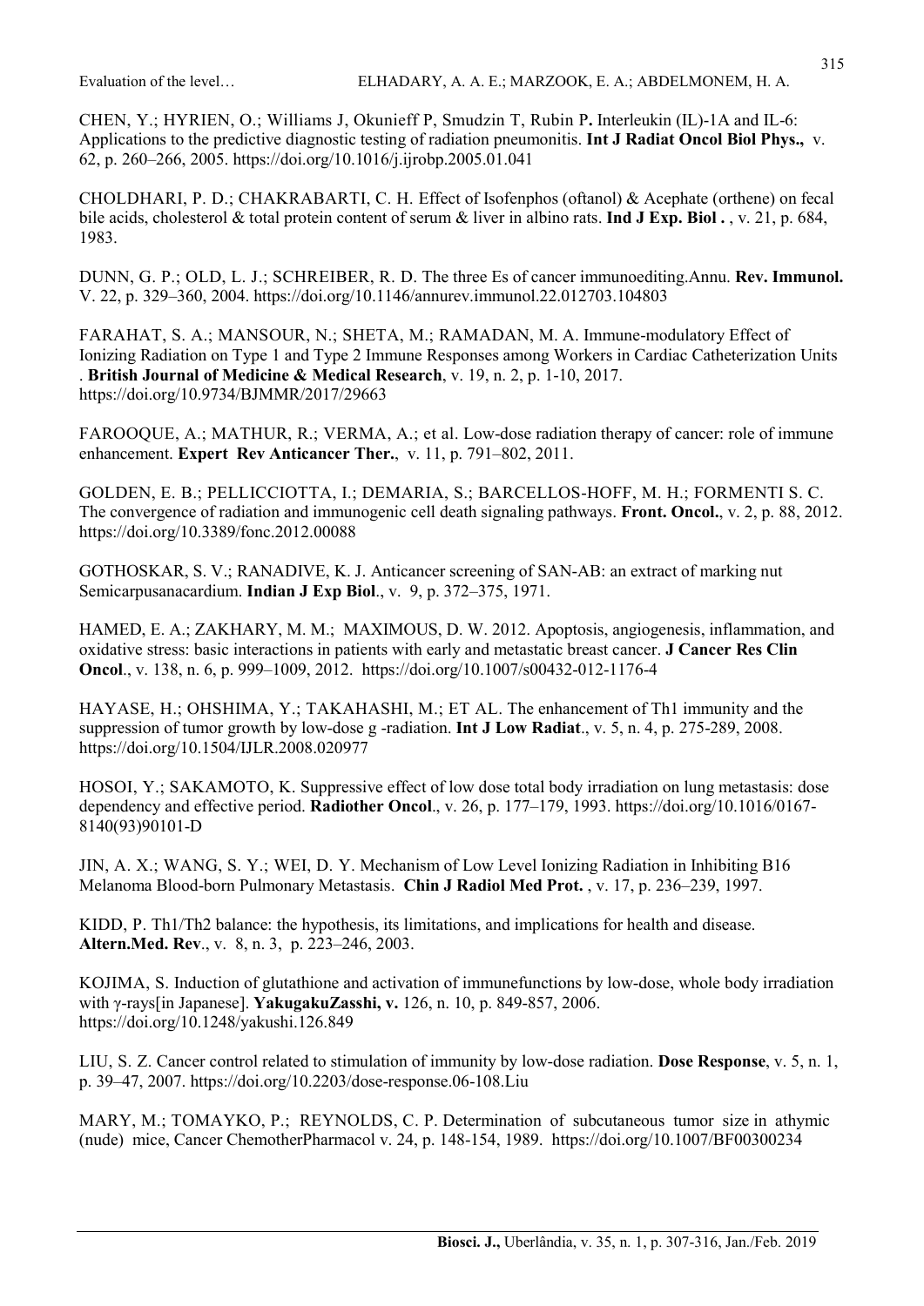CHEN, Y.; HYRIEN, O.; Williams J, Okunieff P, Smudzin T, Rubin P**.** Interleukin (IL)-1A and IL-6: Applications to the predictive diagnostic testing of radiation pneumonitis. **Int J Radiat Oncol Biol Phys.,** v. 62, p. 260–266, 2005. https://doi.org/10.1016/j.ijrobp.2005.01.041

CHOLDHARI, P. D.; CHAKRABARTI, C. H. Effect of Isofenphos (oftanol) & Acephate (orthene) on fecal bile acids, cholesterol & total protein content of serum & liver in albino rats. **Ind J Exp. Biol .** , v. 21, p. 684, 1983.

DUNN, G. P.; OLD, L. J.; SCHREIBER, R. D. The three Es of cancer immunoediting.Annu. **Rev. Immunol.** V. 22, p. 329–360, 2004. https://doi.org/10.1146/annurev.immunol.22.012703.104803

FARAHAT, S. A.; MANSOUR, N.; SHETA, M.; RAMADAN, M. A. Immune-modulatory Effect of Ionizing Radiation on Type 1 and Type 2 Immune Responses among Workers in Cardiac Catheterization Units . **British Journal of Medicine & Medical Research**, v. 19, n. 2, p. 1-10, 2017. https://doi.org/10.9734/BJMMR/2017/29663

FAROOQUE, A.; MATHUR, R.; VERMA, A.; et al. Low-dose radiation therapy of cancer: role of immune enhancement. **Expert Rev Anticancer Ther.**, v. 11, p. 791–802, 2011.

GOLDEN, E. B.; PELLICCIOTTA, I.; DEMARIA, S.; BARCELLOS-HOFF, M. H.; FORMENTI S. C. The convergence of radiation and immunogenic cell death signaling pathways. **Front. Oncol.**, v. 2, p. 88, 2012. https://doi.org/10.3389/fonc.2012.00088

GOTHOSKAR, S. V.; RANADIVE, K. J. Anticancer screening of SAN-AB: an extract of marking nut Semicarpusanacardium. **Indian J Exp Biol**., v. 9, p. 372–375, 1971.

HAMED, E. A.; ZAKHARY, M. M.; MAXIMOUS, D. W. 2012. Apoptosis, angiogenesis, inflammation, and oxidative stress: basic interactions in patients with early and metastatic breast cancer. **J Cancer Res Clin Oncol**., v. 138, n. 6, p. 999–1009, 2012. https://doi.org/10.1007/s00432-012-1176-4

HAYASE, H.; OHSHIMA, Y.; TAKAHASHI, M.; ET AL. The enhancement of Th1 immunity and the suppression of tumor growth by low-dose g -radiation. **Int J Low Radiat**., v. 5, n. 4, p. 275-289, 2008. https://doi.org/10.1504/IJLR.2008.020977

HOSOI, Y.; SAKAMOTO, K. Suppressive effect of low dose total body irradiation on lung metastasis: dose dependency and effective period. **Radiother Oncol**., v. 26, p. 177–179, 1993. https://doi.org/10.1016/0167-8140(93)90101-D

JIN, A. X.; WANG, S. Y.; WEI, D. Y. Mechanism of Low Level Ionizing Radiation in Inhibiting B16 Melanoma Blood-born Pulmonary Metastasis. **Chin J Radiol Med Prot.** , v. 17, p. 236–239, 1997.

KIDD, P. Th1/Th2 balance: the hypothesis, its limitations, and implications for health and disease. **Altern.Med. Rev**., v. 8, n. 3, p. 223–246, 2003.

KOJIMA, S. Induction of glutathione and activation of immunefunctions by low-dose, whole body irradiation with γ-rays[in Japanese]. **YakugakuZasshi, v.** 126, n. 10, p. 849-857, 2006. https://doi.org/10.1248/yakushi.126.849

LIU, S. Z. Cancer control related to stimulation of immunity by low-dose radiation. **Dose Response**, v. 5, n. 1, p. 39–47, 2007. https://doi.org/10.2203/dose-response.06-108.Liu

MARY, M.; TOMAYKO, P.; REYNOLDS, C. P. Determination of subcutaneous tumor size in athymic (nude) mice, Cancer ChemotherPharmacol v. 24, p. 148-154, 1989. https://doi.org/10.1007/BF00300234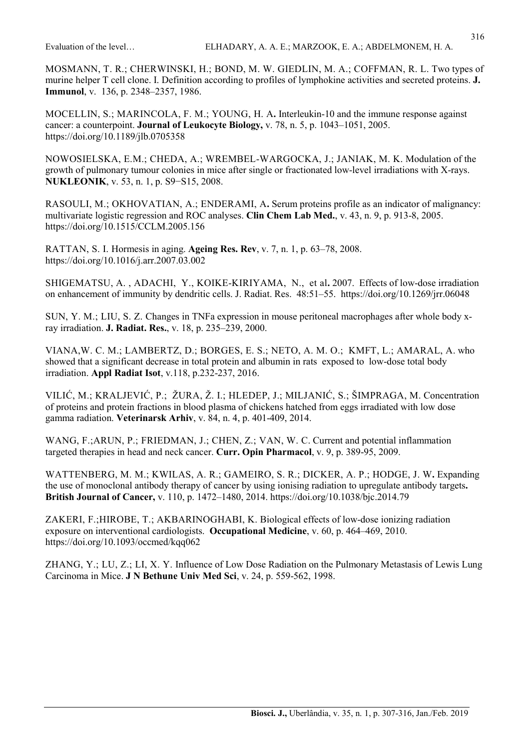MOSMANN, T. R.; CHERWINSKI, H.; BOND, M. W. GIEDLIN, M. A.; COFFMAN, R. L. Two types of murine helper T cell clone. I. Definition according to profiles of lymphokine activities and secreted proteins. **J. Immunol**, v. 136, p. 2348–2357, 1986.

MOCELLIN, S.; MARINCOLA, F. M.; YOUNG, H. A**.** Interleukin-10 and the immune response against cancer: a counterpoint. **Journal of Leukocyte Biology,** v. 78, n. 5, p. 1043–1051, 2005. https://doi.org/10.1189/jlb.0705358

NOWOSIELSKA, E.M.; CHEDA, A.; WREMBEL-WARGOCKA, J.; JANIAK, M. K. Modulation of the growth of pulmonary tumour colonies in mice after single or fractionated low-level irradiations with X-rays. **NUKLEONIK**, v. 53, n. 1, p. S9−S15, 2008.

RASOULI, M.; OKHOVATIAN, A.; ENDERAMI, A**.** Serum proteins profile as an indicator of malignancy: multivariate logistic regression and ROC analyses. **Clin Chem Lab Med.**, v. 43, n. 9, p. 913-8, 2005. https://doi.org/10.1515/CCLM.2005.156

RATTAN, S. I. Hormesis in aging. **Ageing Res. Rev**, v. 7, n. 1, p. 63–78, 2008. https://doi.org/10.1016/j.arr.2007.03.002

SHIGEMATSU, A. , ADACHI, Y., KOIKE-KIRIYAMA, N., et al**.** 2007. Effects of low-dose irradiation on enhancement of immunity by dendritic cells. J. Radiat. Res. 48:51–55. https://doi.org/10.1269/jrr.06048

SUN, Y. M.; LIU, S. Z. Changes in TNFa expression in mouse peritoneal macrophages after whole body x-ray irradiation. **J. Radiat. Res.**, v. 18, p. 235–239, 2000.

VIANA,W. C. M.; LAMBERTZ, D.; BORGES, E. S.; NETO, A. M. O.; KMFT, L.; AMARAL, A. who showed that a significant decrease in total protein and albumin in rats exposed to low-dose total body irradiation. **Appl Radiat Isot**, v.118, p.232-237, 2016.

VILIĆ, M.; KRALJEVIĆ, P.; ŽURA, Ž. I.; HLEDEP, J.; MILJANIĆ, S.; ŠIMPRAGA, M. Concentration of proteins and protein fractions in blood plasma of chickens hatched from eggs irradiated with low dose gamma radiation. **Veterinarsk Arhiv**, v. 84, n. 4, p. 401-409, 2014.

WANG, F.;ARUN, P.; FRIEDMAN, J.; CHEN, Z.; VAN, W. C. Current and potential inflammation targeted therapies in head and neck cancer. **Curr. Opin Pharmacol**, v. 9, p. 389-95, 2009.

WATTENBERG, M. M.; KWILAS, A. R.; GAMEIRO, S. R.; DICKER, A. P.; HODGE, J. W**.** Expanding the use of monoclonal antibody therapy of cancer by using ionising radiation to upregulate antibody targets**. British Journal of Cancer,** v. 110, p. 1472–1480, 2014. https://doi.org/10.1038/bjc.2014.79

ZAKERI, F.;HIROBE, T.; AKBARINOGHABI, K. Biological effects of low-dose ionizing radiation exposure on interventional cardiologists. **Occupational Medicine**, v. 60, p. 464–469, 2010. https://doi.org/10.1093/occmed/kqq062

ZHANG, Y.; LU, Z.; LI, X. Y. Influence of Low Dose Radiation on the Pulmonary Metastasis of Lewis Lung Carcinoma in Mice. **J N Bethune Univ Med Sci**, v. 24, p. 559-562, 1998.